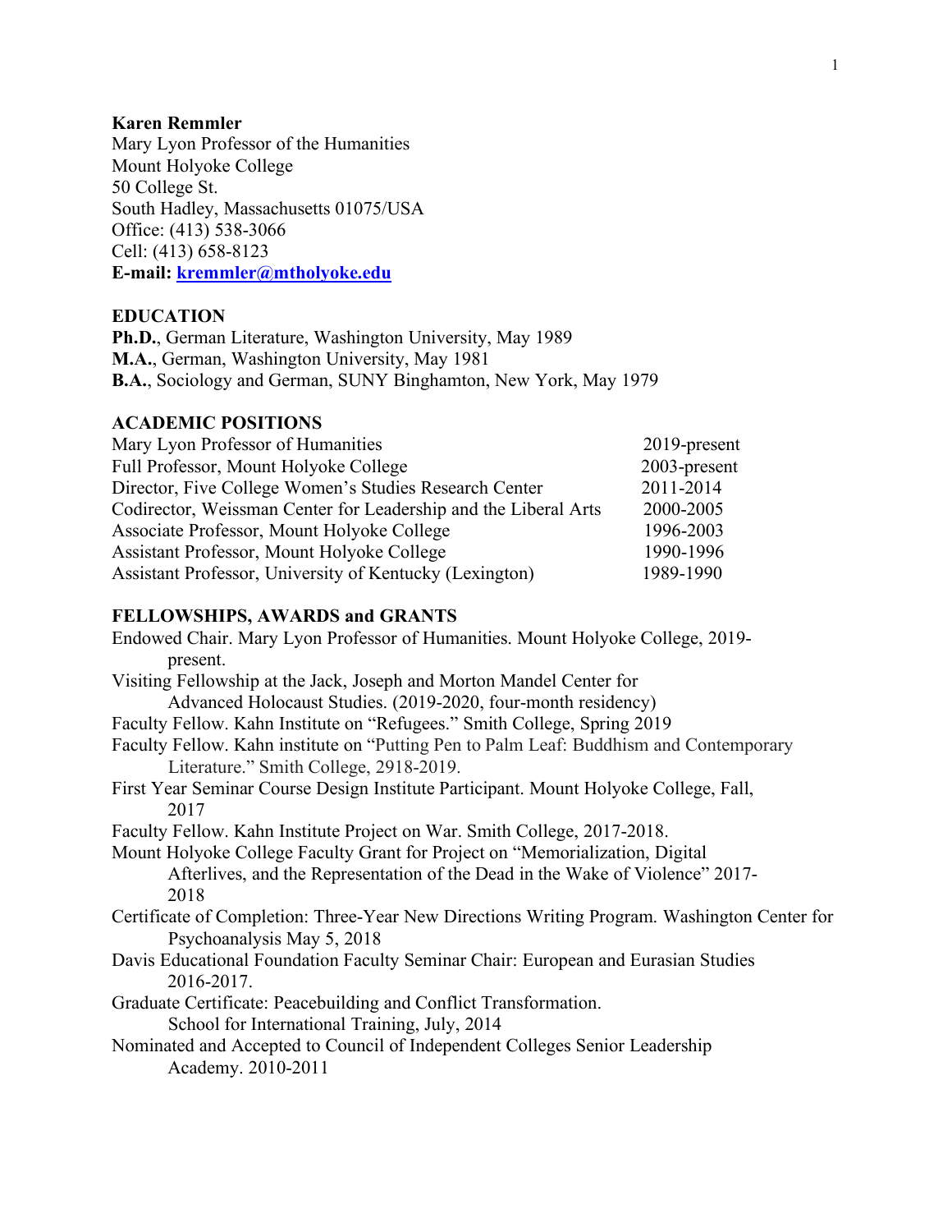**Karen Remmler**
Mary Lyon Professor of the Humanities
Mount Holyoke College
50 College St.
South Hadley, Massachusetts 01075/USA
Office: (413) 538-3066
Cell: (413) 658-8123
**E-mail: kremmler@mtholyoke.edu**

## EDUCATION

**Ph.D.**, German Literature, Washington University, May 1989
**M.A.**, German, Washington University, May 1981
**B.A.**, Sociology and German, SUNY Binghamton, New York, May 1979

## ACADEMIC POSITIONS

| | |
|---|---|
| Mary Lyon Professor of Humanities | 2019-present |
| Full Professor, Mount Holyoke College | 2003-present |
| Director, Five College Women's Studies Research Center | 2011-2014 |
| Codirector, Weissman Center for Leadership and the Liberal Arts | 2000-2005 |
| Associate Professor, Mount Holyoke College | 1996-2003 |
| Assistant Professor, Mount Holyoke College | 1990-1996 |
| Assistant Professor, University of Kentucky (Lexington) | 1989-1990 |

## FELLOWSHIPS, AWARDS and GRANTS

Endowed Chair. Mary Lyon Professor of Humanities. Mount Holyoke College, 2019-present.

Visiting Fellowship at the Jack, Joseph and Morton Mandel Center for Advanced Holocaust Studies. (2019-2020, four-month residency)

Faculty Fellow. Kahn Institute on "Refugees." Smith College, Spring 2019

Faculty Fellow. Kahn institute on "Putting Pen to Palm Leaf: Buddhism and Contemporary Literature." Smith College, 2918-2019.

First Year Seminar Course Design Institute Participant. Mount Holyoke College, Fall, 2017

Faculty Fellow. Kahn Institute Project on War. Smith College, 2017-2018.

Mount Holyoke College Faculty Grant for Project on "Memorialization, Digital Afterlives, and the Representation of the Dead in the Wake of Violence" 2017-2018

Certificate of Completion: Three-Year New Directions Writing Program. Washington Center for Psychoanalysis May 5, 2018

Davis Educational Foundation Faculty Seminar Chair: European and Eurasian Studies 2016-2017.

Graduate Certificate: Peacebuilding and Conflict Transformation. School for International Training, July, 2014

Nominated and Accepted to Council of Independent Colleges Senior Leadership Academy. 2010-2011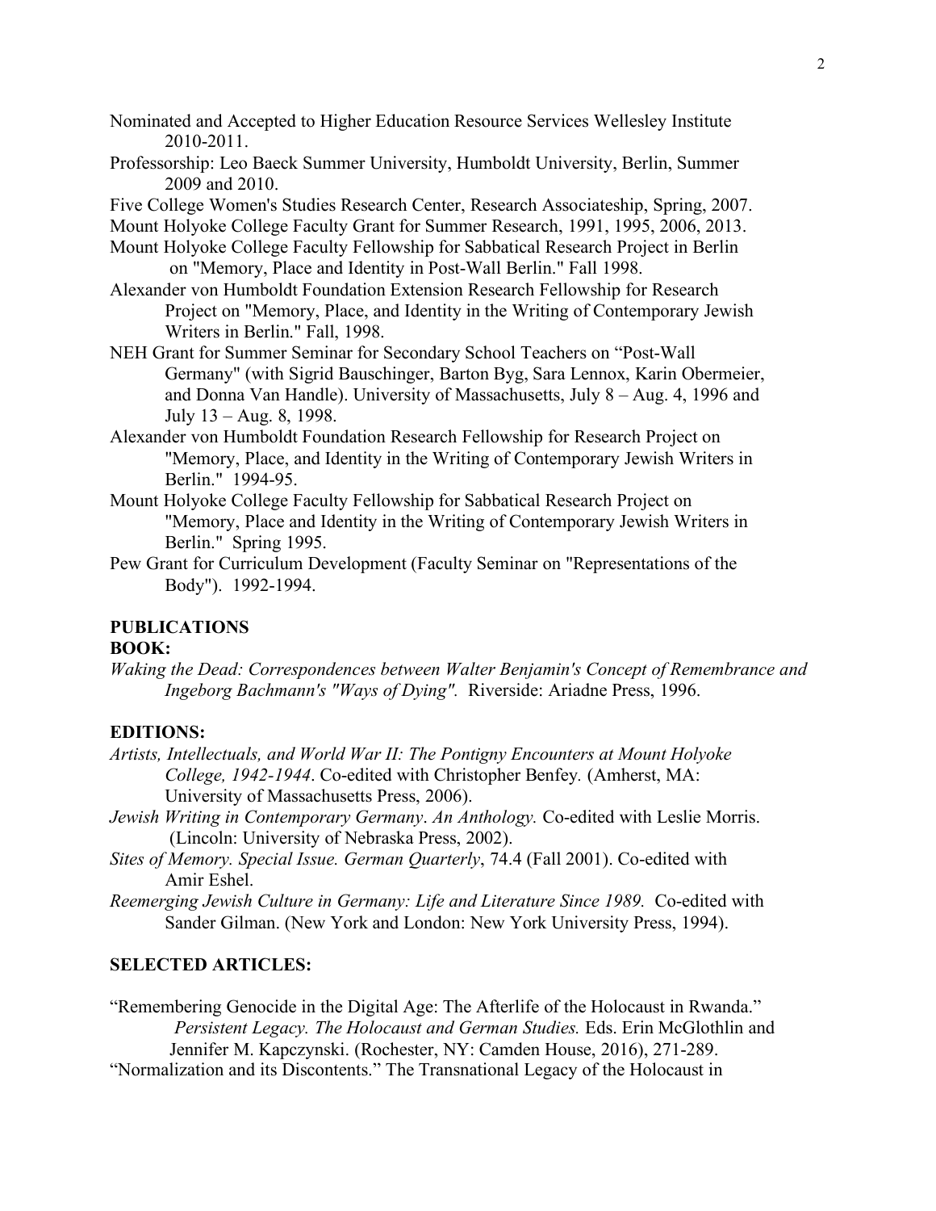Nominated and Accepted to Higher Education Resource Services Wellesley Institute 2010-2011.

Professorship: Leo Baeck Summer University, Humboldt University, Berlin, Summer 2009 and 2010.

Five College Women's Studies Research Center, Research Associateship, Spring, 2007.

Mount Holyoke College Faculty Grant for Summer Research, 1991, 1995, 2006, 2013.

Mount Holyoke College Faculty Fellowship for Sabbatical Research Project in Berlin on "Memory, Place and Identity in Post-Wall Berlin." Fall 1998.

Alexander von Humboldt Foundation Extension Research Fellowship for Research Project on "Memory, Place, and Identity in the Writing of Contemporary Jewish Writers in Berlin." Fall, 1998.

NEH Grant for Summer Seminar for Secondary School Teachers on "Post-Wall Germany" (with Sigrid Bauschinger, Barton Byg, Sara Lennox, Karin Obermeier, and Donna Van Handle). University of Massachusetts, July 8 – Aug. 4, 1996 and July 13 – Aug. 8, 1998.

Alexander von Humboldt Foundation Research Fellowship for Research Project on "Memory, Place, and Identity in the Writing of Contemporary Jewish Writers in Berlin." 1994-95.

Mount Holyoke College Faculty Fellowship for Sabbatical Research Project on "Memory, Place and Identity in the Writing of Contemporary Jewish Writers in Berlin." Spring 1995.

Pew Grant for Curriculum Development (Faculty Seminar on "Representations of the Body"). 1992-1994.

## PUBLICATIONS

### BOOK:

*Waking the Dead: Correspondences between Walter Benjamin's Concept of Remembrance and Ingeborg Bachmann's "Ways of Dying".* Riverside: Ariadne Press, 1996.

### EDITIONS:

*Artists, Intellectuals, and World War II: The Pontigny Encounters at Mount Holyoke College, 1942-1944*. Co-edited with Christopher Benfey. (Amherst, MA: University of Massachusetts Press, 2006).

*Jewish Writing in Contemporary Germany*. *An Anthology.* Co-edited with Leslie Morris. (Lincoln: University of Nebraska Press, 2002).

*Sites of Memory. Special Issue. German Quarterly*, 74.4 (Fall 2001). Co-edited with Amir Eshel.

*Reemerging Jewish Culture in Germany: Life and Literature Since 1989.* Co-edited with Sander Gilman. (New York and London: New York University Press, 1994).

### SELECTED ARTICLES:

"Remembering Genocide in the Digital Age: The Afterlife of the Holocaust in Rwanda." *Persistent Legacy. The Holocaust and German Studies.* Eds. Erin McGlothlin and Jennifer M. Kapczynski. (Rochester, NY: Camden House, 2016), 271-289.

"Normalization and its Discontents." The Transnational Legacy of the Holocaust in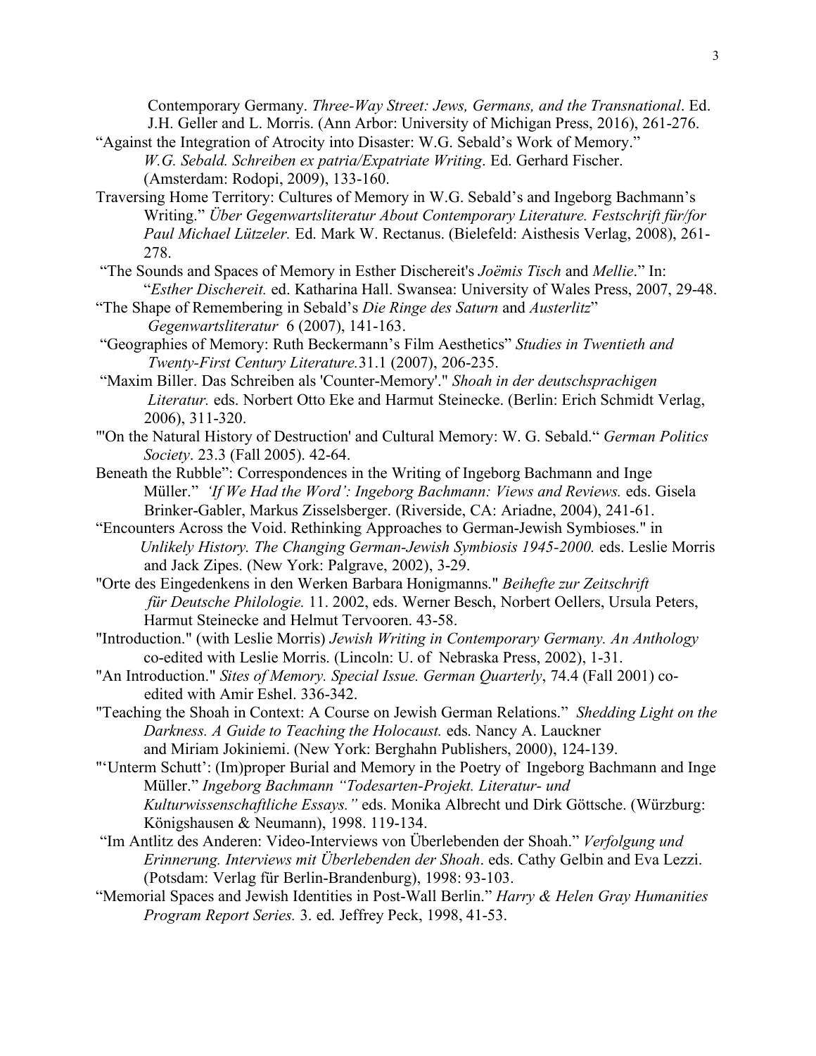Contemporary Germany. *Three-Way Street: Jews, Germans, and the Transnational*. Ed. J.H. Geller and L. Morris. (Ann Arbor: University of Michigan Press, 2016), 261-276.

"Against the Integration of Atrocity into Disaster: W.G. Sebald's Work of Memory." *W.G. Sebald. Schreiben ex patria/Expatriate Writing*. Ed. Gerhard Fischer. (Amsterdam: Rodopi, 2009), 133-160.

Traversing Home Territory: Cultures of Memory in W.G. Sebald's and Ingeborg Bachmann's Writing." *Über Gegenwartsliteratur About Contemporary Literature. Festschrift für/for Paul Michael Lützeler.* Ed. Mark W. Rectanus. (Bielefeld: Aisthesis Verlag, 2008), 261-278.

"The Sounds and Spaces of Memory in Esther Dischereit's *Joëmis Tisch* and *Mellie*." In: "*Esther Dischereit.* ed. Katharina Hall. Swansea: University of Wales Press, 2007, 29-48.

"The Shape of Remembering in Sebald's *Die Ringe des Saturn* and *Austerlitz*" *Gegenwartsliteratur* 6 (2007), 141-163.

"Geographies of Memory: Ruth Beckermann's Film Aesthetics" *Studies in Twentieth and Twenty-First Century Literature.*31.1 (2007), 206-235.

"Maxim Biller. Das Schreiben als 'Counter-Memory'." *Shoah in der deutschsprachigen Literatur.* eds. Norbert Otto Eke and Harmut Steinecke. (Berlin: Erich Schmidt Verlag, 2006), 311-320.

"'On the Natural History of Destruction' and Cultural Memory: W. G. Sebald." *German Politics Society*. 23.3 (Fall 2005). 42-64.

Beneath the Rubble": Correspondences in the Writing of Ingeborg Bachmann and Inge Müller." *'If We Had the Word': Ingeborg Bachmann: Views and Reviews.* eds. Gisela Brinker-Gabler, Markus Zisselsberger. (Riverside, CA: Ariadne, 2004), 241-61.

"Encounters Across the Void. Rethinking Approaches to German-Jewish Symbioses." in *Unlikely History. The Changing German-Jewish Symbiosis 1945-2000.* eds. Leslie Morris and Jack Zipes. (New York: Palgrave, 2002), 3-29.

"Orte des Eingedenkens in den Werken Barbara Honigmanns." *Beihefte zur Zeitschrift für Deutsche Philologie.* 11. 2002, eds. Werner Besch, Norbert Oellers, Ursula Peters, Harmut Steinecke and Helmut Tervooren. 43-58.

"Introduction." (with Leslie Morris) *Jewish Writing in Contemporary Germany. An Anthology* co-edited with Leslie Morris. (Lincoln: U. of Nebraska Press, 2002), 1-31.

"An Introduction." *Sites of Memory. Special Issue. German Quarterly*, 74.4 (Fall 2001) co-edited with Amir Eshel. 336-342.

"Teaching the Shoah in Context: A Course on Jewish German Relations." *Shedding Light on the Darkness. A Guide to Teaching the Holocaust.* eds. Nancy A. Lauckner and Miriam Jokiniemi. (New York: Berghahn Publishers, 2000), 124-139.

"'Unterm Schutt': (Im)proper Burial and Memory in the Poetry of Ingeborg Bachmann and Inge Müller." *Ingeborg Bachmann "Todesarten-Projekt. Literatur- und Kulturwissenschaftliche Essays."* eds. Monika Albrecht und Dirk Göttsche. (Würzburg: Königshausen & Neumann), 1998. 119-134.

"Im Antlitz des Anderen: Video-Interviews von Überlebenden der Shoah." *Verfolgung und Erinnerung. Interviews mit Überlebenden der Shoah*. eds. Cathy Gelbin and Eva Lezzi. (Potsdam: Verlag für Berlin-Brandenburg), 1998: 93-103.

"Memorial Spaces and Jewish Identities in Post-Wall Berlin." *Harry & Helen Gray Humanities Program Report Series.* 3. ed. Jeffrey Peck, 1998, 41-53.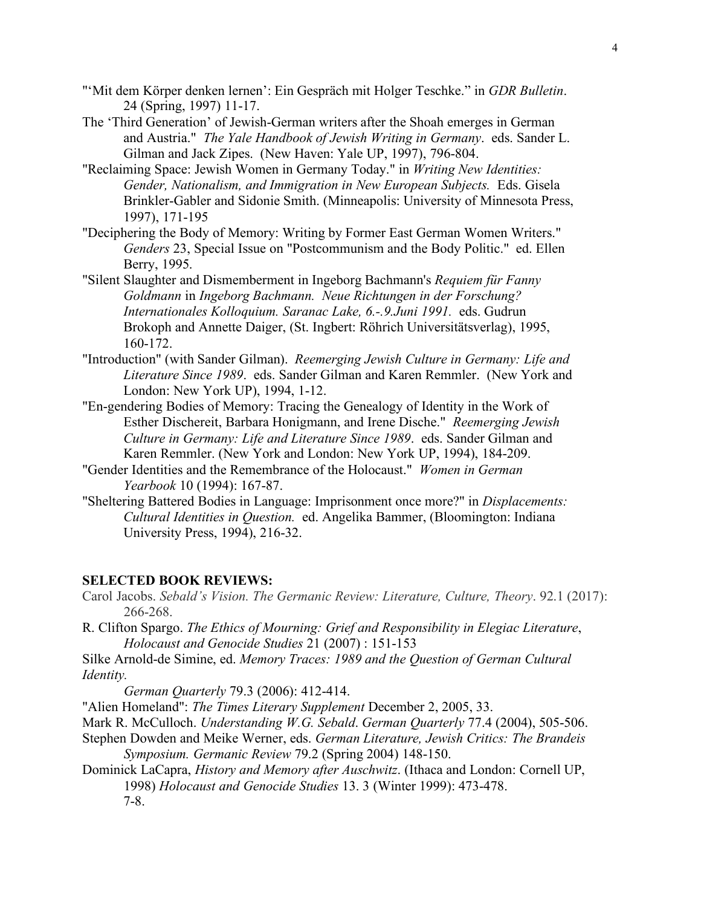"'Mit dem Körper denken lernen': Ein Gespräch mit Holger Teschke." in *GDR Bulletin*. 24 (Spring, 1997) 11-17.

The 'Third Generation' of Jewish-German writers after the Shoah emerges in German and Austria." *The Yale Handbook of Jewish Writing in Germany*. eds. Sander L. Gilman and Jack Zipes. (New Haven: Yale UP, 1997), 796-804.

"Reclaiming Space: Jewish Women in Germany Today." in *Writing New Identities: Gender, Nationalism, and Immigration in New European Subjects.* Eds. Gisela Brinkler-Gabler and Sidonie Smith. (Minneapolis: University of Minnesota Press, 1997), 171-195

"Deciphering the Body of Memory: Writing by Former East German Women Writers." *Genders* 23, Special Issue on "Postcommunism and the Body Politic." ed. Ellen Berry, 1995.

"Silent Slaughter and Dismemberment in Ingeborg Bachmann's *Requiem für Fanny Goldmann* in *Ingeborg Bachmann. Neue Richtungen in der Forschung? Internationales Kolloquium. Saranac Lake, 6.-.9.Juni 1991.* eds. Gudrun Brokoph and Annette Daiger, (St. Ingbert: Röhrich Universitätsverlag), 1995, 160-172.

"Introduction" (with Sander Gilman). *Reemerging Jewish Culture in Germany: Life and Literature Since 1989*. eds. Sander Gilman and Karen Remmler. (New York and London: New York UP), 1994, 1-12.

"En-gendering Bodies of Memory: Tracing the Genealogy of Identity in the Work of Esther Dischereit, Barbara Honigmann, and Irene Dische." *Reemerging Jewish Culture in Germany: Life and Literature Since 1989*. eds. Sander Gilman and Karen Remmler. (New York and London: New York UP, 1994), 184-209.

"Gender Identities and the Remembrance of the Holocaust." *Women in German Yearbook* 10 (1994): 167-87.

"Sheltering Battered Bodies in Language: Imprisonment once more?" in *Displacements: Cultural Identities in Question.* ed. Angelika Bammer, (Bloomington: Indiana University Press, 1994), 216-32.

**SELECTED BOOK REVIEWS:**

Carol Jacobs. *Sebald's Vision. The Germanic Review: Literature, Culture, Theory*. 92.1 (2017): 266-268.

R. Clifton Spargo. *The Ethics of Mourning: Grief and Responsibility in Elegiac Literature*, *Holocaust and Genocide Studies* 21 (2007) : 151-153

Silke Arnold-de Simine, ed. *Memory Traces: 1989 and the Question of German Cultural Identity.*
*German Quarterly* 79.3 (2006): 412-414.

"Alien Homeland": *The Times Literary Supplement* December 2, 2005, 33.

Mark R. McCulloch. *Understanding W.G. Sebald*. *German Quarterly* 77.4 (2004), 505-506.

Stephen Dowden and Meike Werner, eds. *German Literature, Jewish Critics: The Brandeis Symposium. Germanic Review* 79.2 (Spring 2004) 148-150.

Dominick LaCapra, *History and Memory after Auschwitz*. (Ithaca and London: Cornell UP, 1998) *Holocaust and Genocide Studies* 13. 3 (Winter 1999): 473-478.
7-8.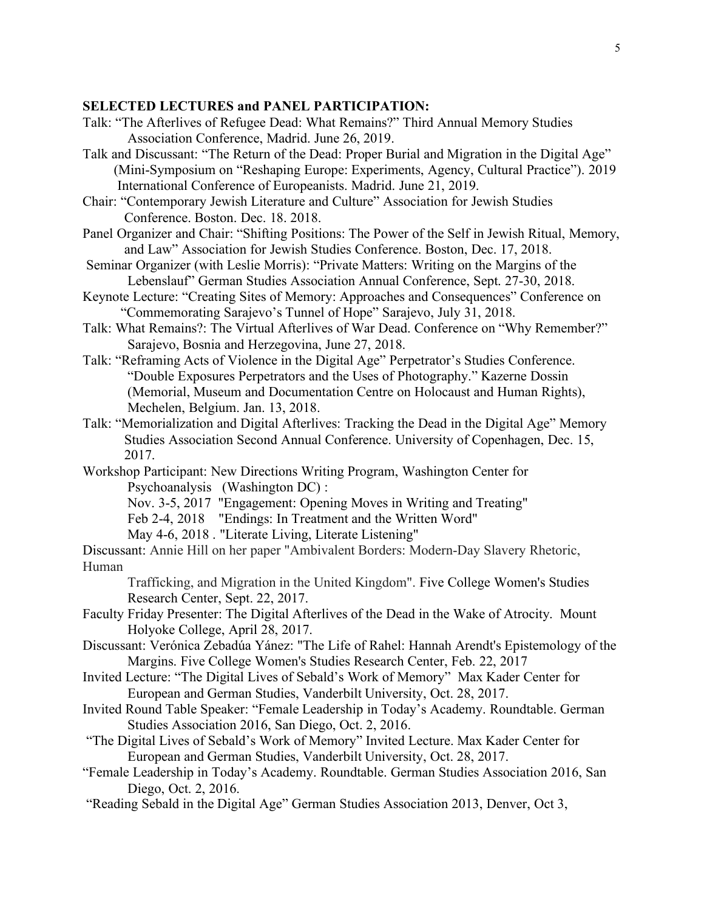**SELECTED LECTURES and PANEL PARTICIPATION:**

Talk: "The Afterlives of Refugee Dead: What Remains?" Third Annual Memory Studies Association Conference, Madrid. June 26, 2019.

Talk and Discussant: "The Return of the Dead: Proper Burial and Migration in the Digital Age" (Mini-Symposium on "Reshaping Europe: Experiments, Agency, Cultural Practice"). 2019 International Conference of Europeanists. Madrid. June 21, 2019.

Chair: "Contemporary Jewish Literature and Culture" Association for Jewish Studies Conference. Boston. Dec. 18. 2018.

Panel Organizer and Chair: "Shifting Positions: The Power of the Self in Jewish Ritual, Memory, and Law" Association for Jewish Studies Conference. Boston, Dec. 17, 2018.

Seminar Organizer (with Leslie Morris): "Private Matters: Writing on the Margins of the Lebenslauf" German Studies Association Annual Conference, Sept. 27-30, 2018.

Keynote Lecture: "Creating Sites of Memory: Approaches and Consequences" Conference on "Commemorating Sarajevo's Tunnel of Hope" Sarajevo, July 31, 2018.

Talk: What Remains?: The Virtual Afterlives of War Dead. Conference on "Why Remember?" Sarajevo, Bosnia and Herzegovina, June 27, 2018.

Talk: "Reframing Acts of Violence in the Digital Age" Perpetrator's Studies Conference. "Double Exposures Perpetrators and the Uses of Photography." Kazerne Dossin (Memorial, Museum and Documentation Centre on Holocaust and Human Rights), Mechelen, Belgium. Jan. 13, 2018.

Talk: "Memorialization and Digital Afterlives: Tracking the Dead in the Digital Age" Memory Studies Association Second Annual Conference. University of Copenhagen, Dec. 15, 2017.

Workshop Participant: New Directions Writing Program, Washington Center for Psychoanalysis (Washington DC) :
Nov. 3-5, 2017 "Engagement: Opening Moves in Writing and Treating"
Feb 2-4, 2018 "Endings: In Treatment and the Written Word"
May 4-6, 2018 . "Literate Living, Literate Listening"

Discussant: Annie Hill on her paper "Ambivalent Borders: Modern-Day Slavery Rhetoric, Human Trafficking, and Migration in the United Kingdom". Five College Women's Studies Research Center, Sept. 22, 2017.

Faculty Friday Presenter: The Digital Afterlives of the Dead in the Wake of Atrocity. Mount Holyoke College, April 28, 2017.

Discussant: Verónica Zebadúa Yánez: "The Life of Rahel: Hannah Arendt's Epistemology of the Margins. Five College Women's Studies Research Center, Feb. 22, 2017

Invited Lecture: "The Digital Lives of Sebald's Work of Memory" Max Kader Center for European and German Studies, Vanderbilt University, Oct. 28, 2017.

Invited Round Table Speaker: "Female Leadership in Today's Academy. Roundtable. German Studies Association 2016, San Diego, Oct. 2, 2016.

"The Digital Lives of Sebald's Work of Memory" Invited Lecture. Max Kader Center for European and German Studies, Vanderbilt University, Oct. 28, 2017.

"Female Leadership in Today's Academy. Roundtable. German Studies Association 2016, San Diego, Oct. 2, 2016.

"Reading Sebald in the Digital Age" German Studies Association 2013, Denver, Oct 3,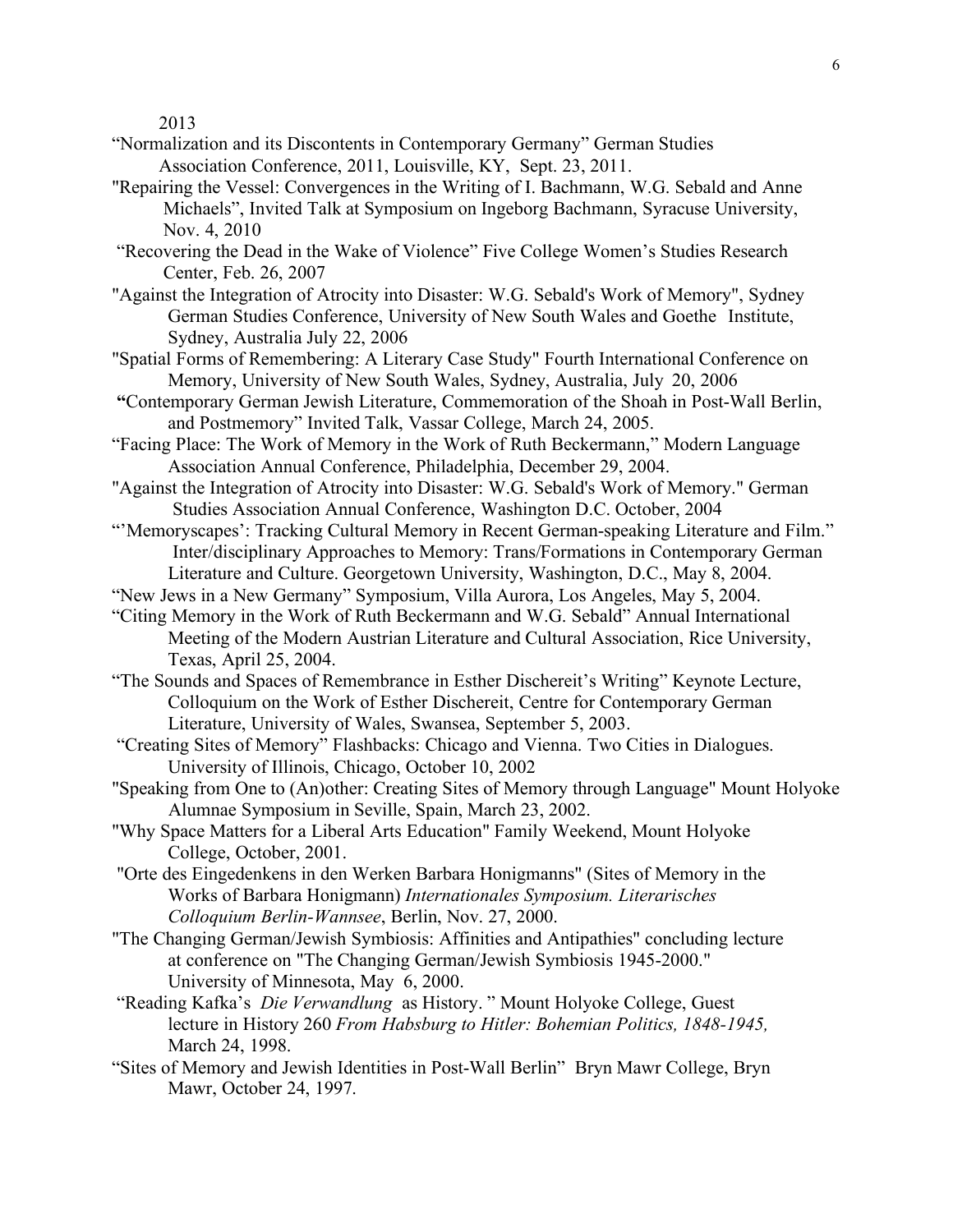2013

"Normalization and its Discontents in Contemporary Germany" German Studies Association Conference, 2011, Louisville, KY, Sept. 23, 2011.

"Repairing the Vessel: Convergences in the Writing of I. Bachmann, W.G. Sebald and Anne Michaels", Invited Talk at Symposium on Ingeborg Bachmann, Syracuse University, Nov. 4, 2010

"Recovering the Dead in the Wake of Violence" Five College Women's Studies Research Center, Feb. 26, 2007

"Against the Integration of Atrocity into Disaster: W.G. Sebald's Work of Memory", Sydney German Studies Conference, University of New South Wales and Goethe Institute, Sydney, Australia July 22, 2006

"Spatial Forms of Remembering: A Literary Case Study" Fourth International Conference on Memory, University of New South Wales, Sydney, Australia, July 20, 2006

"Contemporary German Jewish Literature, Commemoration of the Shoah in Post-Wall Berlin, and Postmemory" Invited Talk, Vassar College, March 24, 2005.

"Facing Place: The Work of Memory in the Work of Ruth Beckermann," Modern Language Association Annual Conference, Philadelphia, December 29, 2004.

"Against the Integration of Atrocity into Disaster: W.G. Sebald's Work of Memory." German Studies Association Annual Conference, Washington D.C. October, 2004

"'Memoryscapes': Tracking Cultural Memory in Recent German-speaking Literature and Film." Inter/disciplinary Approaches to Memory: Trans/Formations in Contemporary German Literature and Culture. Georgetown University, Washington, D.C., May 8, 2004.

"New Jews in a New Germany" Symposium, Villa Aurora, Los Angeles, May 5, 2004.

"Citing Memory in the Work of Ruth Beckermann and W.G. Sebald" Annual International Meeting of the Modern Austrian Literature and Cultural Association, Rice University, Texas, April 25, 2004.

"The Sounds and Spaces of Remembrance in Esther Dischereit's Writing" Keynote Lecture, Colloquium on the Work of Esther Dischereit, Centre for Contemporary German Literature, University of Wales, Swansea, September 5, 2003.

"Creating Sites of Memory" Flashbacks: Chicago and Vienna. Two Cities in Dialogues. University of Illinois, Chicago, October 10, 2002

"Speaking from One to (An)other: Creating Sites of Memory through Language" Mount Holyoke Alumnae Symposium in Seville, Spain, March 23, 2002.

"Why Space Matters for a Liberal Arts Education" Family Weekend, Mount Holyoke College, October, 2001.

"Orte des Eingedenkens in den Werken Barbara Honigmanns" (Sites of Memory in the Works of Barbara Honigmann) *Internationales Symposium. Literarisches Colloquium Berlin-Wannsee*, Berlin, Nov. 27, 2000.

"The Changing German/Jewish Symbiosis: Affinities and Antipathies" concluding lecture at conference on "The Changing German/Jewish Symbiosis 1945-2000." University of Minnesota, May 6, 2000.

"Reading Kafka's *Die Verwandlung* as History." Mount Holyoke College, Guest lecture in History 260 *From Habsburg to Hitler: Bohemian Politics, 1848-1945,* March 24, 1998.

"Sites of Memory and Jewish Identities in Post-Wall Berlin" Bryn Mawr College, Bryn Mawr, October 24, 1997.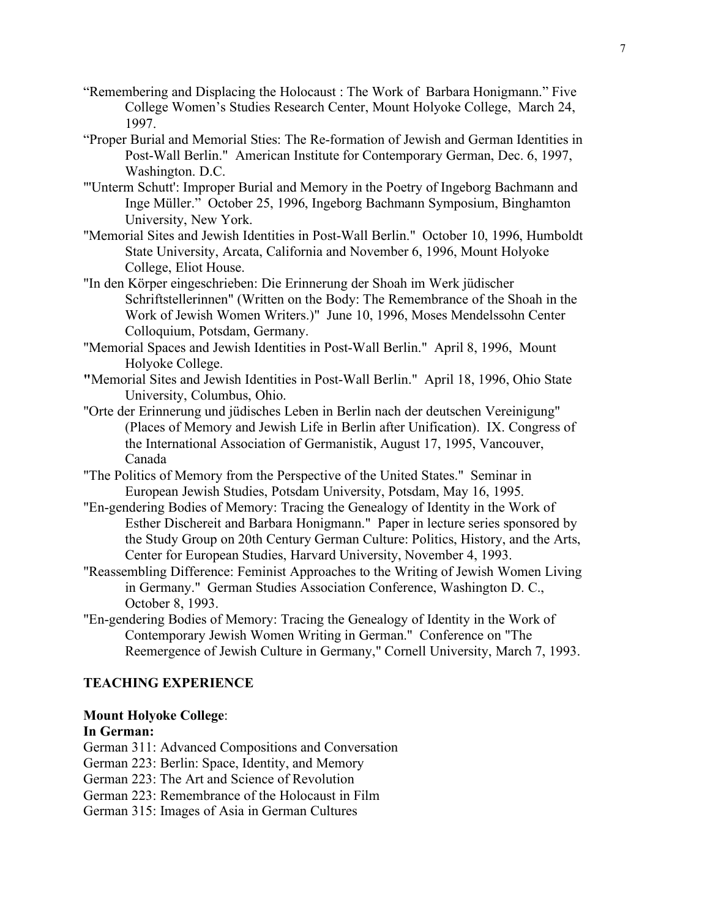"Remembering and Displacing the Holocaust : The Work of Barbara Honigmann." Five College Women's Studies Research Center, Mount Holyoke College, March 24, 1997.

"Proper Burial and Memorial Sties: The Re-formation of Jewish and German Identities in Post-Wall Berlin." American Institute for Contemporary German, Dec. 6, 1997, Washington. D.C.

"'Unterm Schutt': Improper Burial and Memory in the Poetry of Ingeborg Bachmann and Inge Müller." October 25, 1996, Ingeborg Bachmann Symposium, Binghamton University, New York.

"Memorial Sites and Jewish Identities in Post-Wall Berlin." October 10, 1996, Humboldt State University, Arcata, California and November 6, 1996, Mount Holyoke College, Eliot House.

"In den Körper eingeschrieben: Die Erinnerung der Shoah im Werk jüdischer Schriftstellerinnen" (Written on the Body: The Remembrance of the Shoah in the Work of Jewish Women Writers.)" June 10, 1996, Moses Mendelssohn Center Colloquium, Potsdam, Germany.

"Memorial Spaces and Jewish Identities in Post-Wall Berlin." April 8, 1996, Mount Holyoke College.

"Memorial Sites and Jewish Identities in Post-Wall Berlin." April 18, 1996, Ohio State University, Columbus, Ohio.

"Orte der Erinnerung und jüdisches Leben in Berlin nach der deutschen Vereinigung" (Places of Memory and Jewish Life in Berlin after Unification). IX. Congress of the International Association of Germanistik, August 17, 1995, Vancouver, Canada

"The Politics of Memory from the Perspective of the United States." Seminar in European Jewish Studies, Potsdam University, Potsdam, May 16, 1995.

"En-gendering Bodies of Memory: Tracing the Genealogy of Identity in the Work of Esther Dischereit and Barbara Honigmann." Paper in lecture series sponsored by the Study Group on 20th Century German Culture: Politics, History, and the Arts, Center for European Studies, Harvard University, November 4, 1993.

"Reassembling Difference: Feminist Approaches to the Writing of Jewish Women Living in Germany." German Studies Association Conference, Washington D. C., October 8, 1993.

"En-gendering Bodies of Memory: Tracing the Genealogy of Identity in the Work of Contemporary Jewish Women Writing in German." Conference on "The Reemergence of Jewish Culture in Germany," Cornell University, March 7, 1993.

## TEACHING EXPERIENCE

**Mount Holyoke College**:

**In German:**

German 311: Advanced Compositions and Conversation
German 223: Berlin: Space, Identity, and Memory
German 223: The Art and Science of Revolution
German 223: Remembrance of the Holocaust in Film
German 315: Images of Asia in German Cultures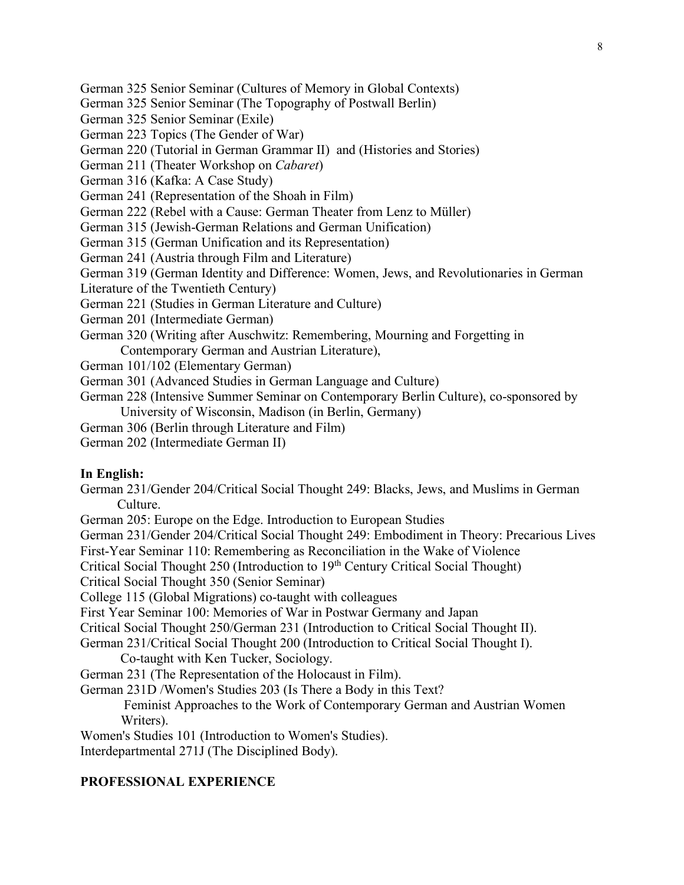German 325 Senior Seminar (Cultures of Memory in Global Contexts)
German 325 Senior Seminar (The Topography of Postwall Berlin)
German 325 Senior Seminar (Exile)
German 223 Topics (The Gender of War)
German 220 (Tutorial in German Grammar II) and (Histories and Stories)
German 211 (Theater Workshop on *Cabaret*)
German 316 (Kafka: A Case Study)
German 241 (Representation of the Shoah in Film)
German 222 (Rebel with a Cause: German Theater from Lenz to Müller)
German 315 (Jewish-German Relations and German Unification)
German 315 (German Unification and its Representation)
German 241 (Austria through Film and Literature)
German 319 (German Identity and Difference: Women, Jews, and Revolutionaries in German Literature of the Twentieth Century)
German 221 (Studies in German Literature and Culture)
German 201 (Intermediate German)
German 320 (Writing after Auschwitz: Remembering, Mourning and Forgetting in Contemporary German and Austrian Literature),
German 101/102 (Elementary German)
German 301 (Advanced Studies in German Language and Culture)
German 228 (Intensive Summer Seminar on Contemporary Berlin Culture), co-sponsored by University of Wisconsin, Madison (in Berlin, Germany)
German 306 (Berlin through Literature and Film)
German 202 (Intermediate German II)

**In English:**

German 231/Gender 204/Critical Social Thought 249: Blacks, Jews, and Muslims in German Culture.
German 205: Europe on the Edge. Introduction to European Studies
German 231/Gender 204/Critical Social Thought 249: Embodiment in Theory: Precarious Lives
First-Year Seminar 110: Remembering as Reconciliation in the Wake of Violence
Critical Social Thought 250 (Introduction to 19th Century Critical Social Thought)
Critical Social Thought 350 (Senior Seminar)
College 115 (Global Migrations) co-taught with colleagues
First Year Seminar 100: Memories of War in Postwar Germany and Japan
Critical Social Thought 250/German 231 (Introduction to Critical Social Thought II).
German 231/Critical Social Thought 200 (Introduction to Critical Social Thought I). Co-taught with Ken Tucker, Sociology.
German 231 (The Representation of the Holocaust in Film).
German 231D /Women's Studies 203 (Is There a Body in this Text? Feminist Approaches to the Work of Contemporary German and Austrian Women Writers).
Women's Studies 101 (Introduction to Women's Studies).
Interdepartmental 271J (The Disciplined Body).

## PROFESSIONAL EXPERIENCE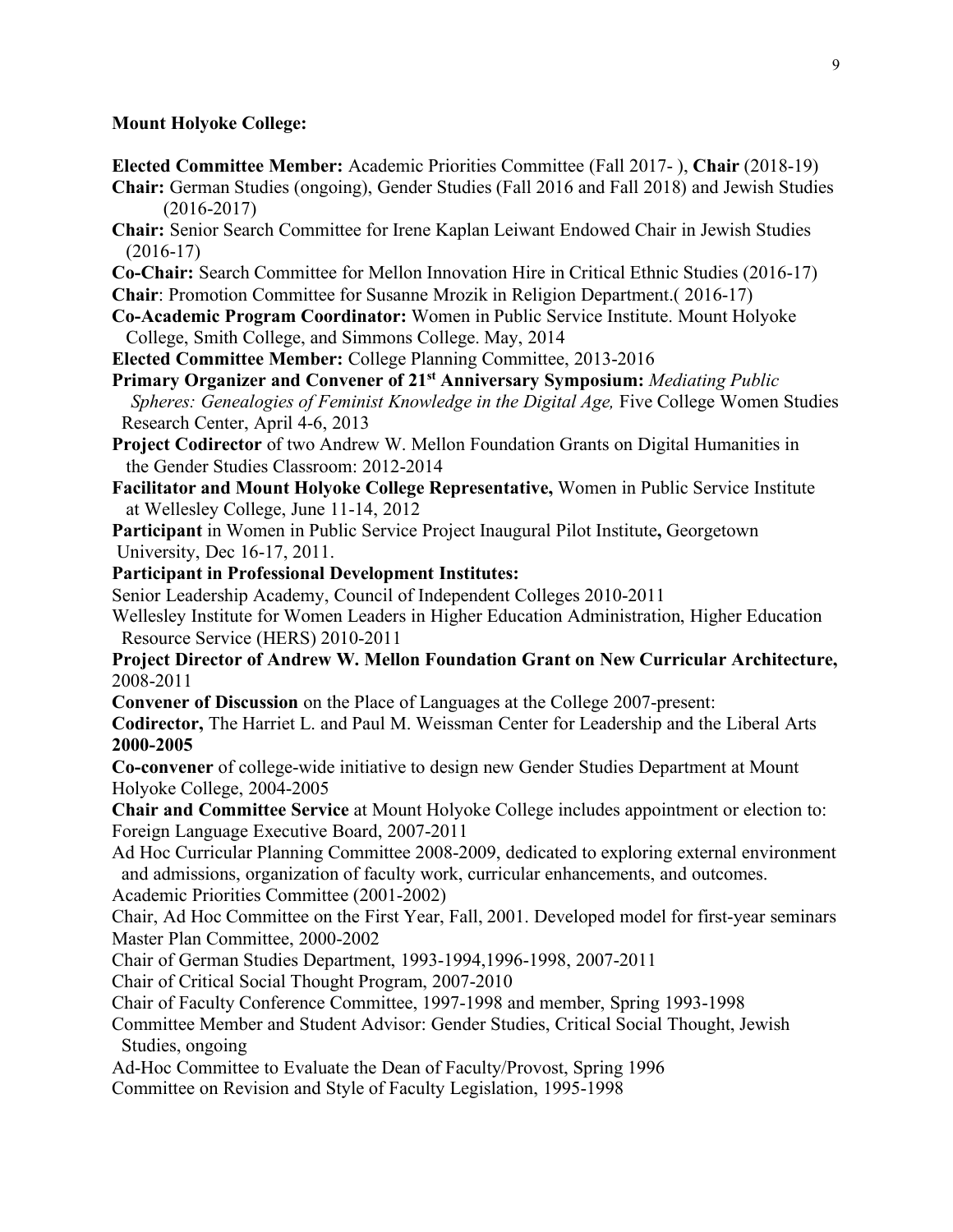**Mount Holyoke College:**

**Elected Committee Member:** Academic Priorities Committee (Fall 2017- ), **Chair** (2018-19)

**Chair:** German Studies (ongoing), Gender Studies (Fall 2016 and Fall 2018) and Jewish Studies (2016-2017)

**Chair:** Senior Search Committee for Irene Kaplan Leiwant Endowed Chair in Jewish Studies (2016-17)

**Co-Chair:** Search Committee for Mellon Innovation Hire in Critical Ethnic Studies (2016-17)

**Chair**: Promotion Committee for Susanne Mrozik in Religion Department.( 2016-17)

**Co-Academic Program Coordinator:** Women in Public Service Institute. Mount Holyoke College, Smith College, and Simmons College. May, 2014

**Elected Committee Member:** College Planning Committee, 2013-2016

**Primary Organizer and Convener of 21st Anniversary Symposium:** *Mediating Public Spheres: Genealogies of Feminist Knowledge in the Digital Age,* Five College Women Studies Research Center, April 4-6, 2013

**Project Codirector** of two Andrew W. Mellon Foundation Grants on Digital Humanities in the Gender Studies Classroom: 2012-2014

**Facilitator and Mount Holyoke College Representative,** Women in Public Service Institute at Wellesley College, June 11-14, 2012

**Participant** in Women in Public Service Project Inaugural Pilot Institute**,** Georgetown University, Dec 16-17, 2011.

**Participant in Professional Development Institutes:**

Senior Leadership Academy, Council of Independent Colleges 2010-2011

Wellesley Institute for Women Leaders in Higher Education Administration, Higher Education Resource Service (HERS) 2010-2011

**Project Director of Andrew W. Mellon Foundation Grant on New Curricular Architecture,** 2008-2011

**Convener of Discussion** on the Place of Languages at the College 2007-present:

**Codirector,** The Harriet L. and Paul M. Weissman Center for Leadership and the Liberal Arts **2000-2005**

**Co-convener** of college-wide initiative to design new Gender Studies Department at Mount Holyoke College, 2004-2005

**Chair and Committee Service** at Mount Holyoke College includes appointment or election to:

Foreign Language Executive Board, 2007-2011

Ad Hoc Curricular Planning Committee 2008-2009, dedicated to exploring external environment and admissions, organization of faculty work, curricular enhancements, and outcomes.

Academic Priorities Committee (2001-2002)

Chair, Ad Hoc Committee on the First Year, Fall, 2001. Developed model for first-year seminars

Master Plan Committee, 2000-2002

Chair of German Studies Department, 1993-1994,1996-1998, 2007-2011

Chair of Critical Social Thought Program, 2007-2010

Chair of Faculty Conference Committee, 1997-1998 and member, Spring 1993-1998

Committee Member and Student Advisor: Gender Studies, Critical Social Thought, Jewish Studies, ongoing

Ad-Hoc Committee to Evaluate the Dean of Faculty/Provost, Spring 1996

Committee on Revision and Style of Faculty Legislation, 1995-1998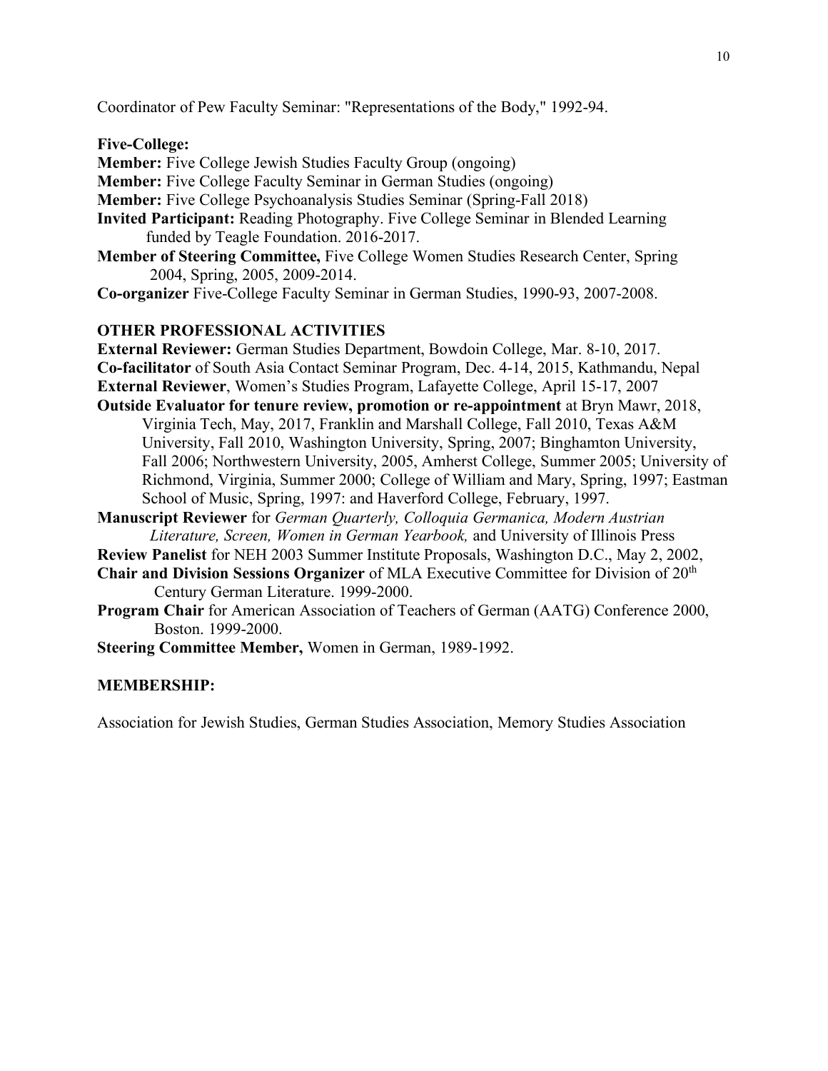Coordinator of Pew Faculty Seminar: "Representations of the Body," 1992-94.

**Five-College:**

**Member:** Five College Jewish Studies Faculty Group (ongoing)
**Member:** Five College Faculty Seminar in German Studies (ongoing)
**Member:** Five College Psychoanalysis Studies Seminar (Spring-Fall 2018)
**Invited Participant:** Reading Photography. Five College Seminar in Blended Learning funded by Teagle Foundation. 2016-2017.
**Member of Steering Committee,** Five College Women Studies Research Center, Spring 2004, Spring, 2005, 2009-2014.
**Co-organizer** Five-College Faculty Seminar in German Studies, 1990-93, 2007-2008.

## OTHER PROFESSIONAL ACTIVITIES

**External Reviewer:** German Studies Department, Bowdoin College, Mar. 8-10, 2017.
**Co-facilitator** of South Asia Contact Seminar Program, Dec. 4-14, 2015, Kathmandu, Nepal
**External Reviewer**, Women's Studies Program, Lafayette College, April 15-17, 2007
**Outside Evaluator for tenure review, promotion or re-appointment** at Bryn Mawr, 2018, Virginia Tech, May, 2017, Franklin and Marshall College, Fall 2010, Texas A&M University, Fall 2010, Washington University, Spring, 2007; Binghamton University, Fall 2006; Northwestern University, 2005, Amherst College, Summer 2005; University of Richmond, Virginia, Summer 2000; College of William and Mary, Spring, 1997; Eastman School of Music, Spring, 1997: and Haverford College, February, 1997.
**Manuscript Reviewer** for *German Quarterly, Colloquia Germanica, Modern Austrian Literature, Screen, Women in German Yearbook,* and University of Illinois Press
**Review Panelist** for NEH 2003 Summer Institute Proposals, Washington D.C., May 2, 2002,
**Chair and Division Sessions Organizer** of MLA Executive Committee for Division of 20th Century German Literature. 1999-2000.
**Program Chair** for American Association of Teachers of German (AATG) Conference 2000, Boston. 1999-2000.
**Steering Committee Member,** Women in German, 1989-1992.

## MEMBERSHIP:

Association for Jewish Studies, German Studies Association, Memory Studies Association